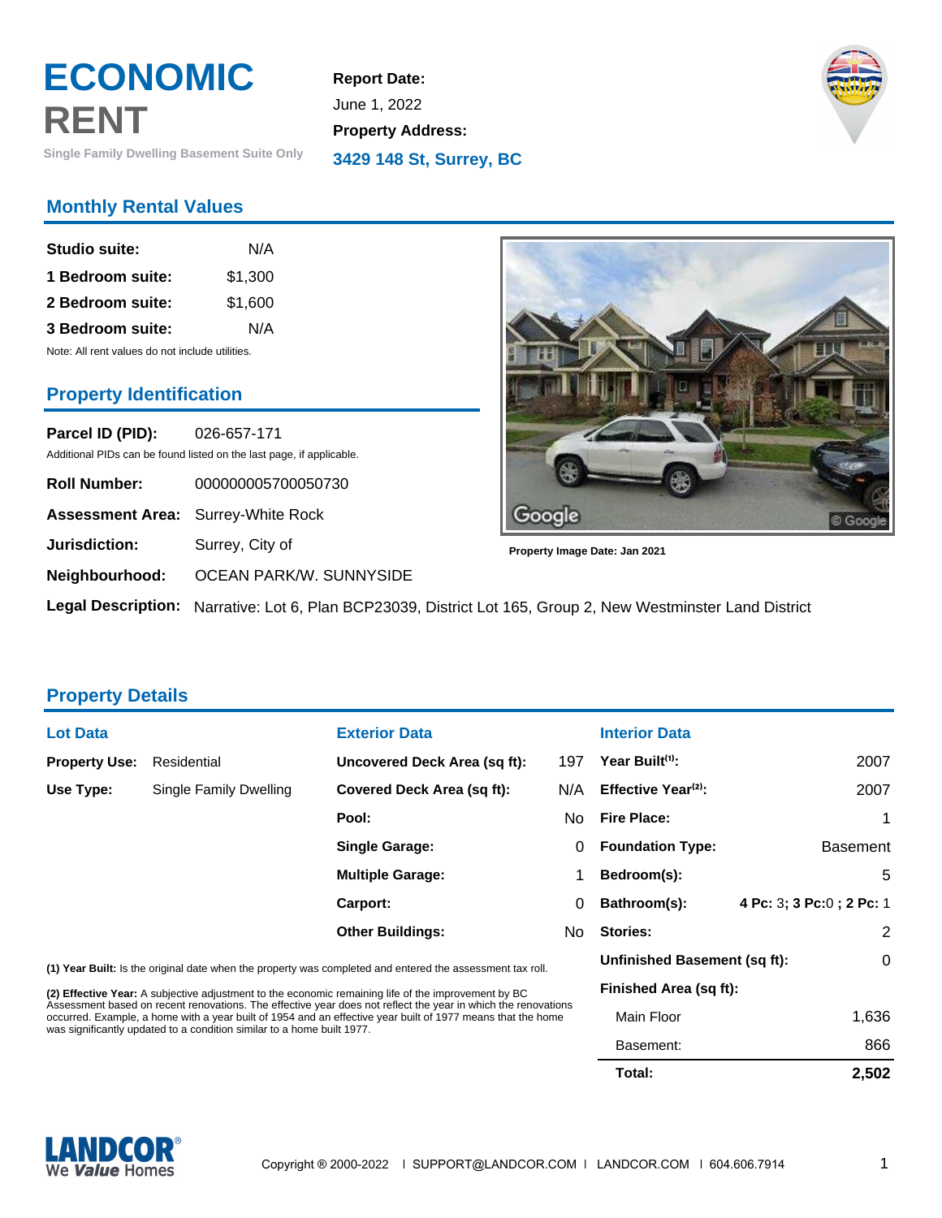# ECONOMIC RENT

Single Family Dwelling Basement Suite Only

**Report Date:**
June 1, 2022

**Property Address:**
**3429 148 St, Surrey, BC**

## Monthly Rental Values

| | |
|---|---|
| **Studio suite:** | N/A |
| **1 Bedroom suite:** | $1,300 |
| **2 Bedroom suite:** | $1,600 |
| **3 Bedroom suite:** | N/A |

Note: All rent values do not include utilities.

Property Image Date: Jan 2021

## Property Identification

**Parcel ID (PID):** 026-657-171

Additional PIDs can be found listed on the last page, if applicable.

**Roll Number:** 000000005700050730

**Assessment Area:** Surrey-White Rock

**Jurisdiction:** Surrey, City of

**Neighbourhood:** OCEAN PARK/W. SUNNYSIDE

**Legal Description:** Narrative: Lot 6, Plan BCP23039, District Lot 165, Group 2, New Westminster Land District

## Property Details

### Lot Data

| | |
|---|---|
| **Property Use:** | Residential |
| **Use Type:** | Single Family Dwelling |

### Exterior Data

| | |
|---|---|
| **Uncovered Deck Area (sq ft):** | 197 |
| **Covered Deck Area (sq ft):** | N/A |
| **Pool:** | No |
| **Single Garage:** | 0 |
| **Multiple Garage:** | 1 |
| **Carport:** | 0 |
| **Other Buildings:** | No |

### Interior Data

| | |
|---|---|
| **Year Built[1]:** | 2007 |
| **Effective Year[2]:** | 2007 |
| **Fire Place:** | 1 |
| **Foundation Type:** | Basement |
| **Bedroom(s):** | 5 |
| **Bathroom(s):** | **4 Pc:** 3; **3 Pc:**0 ; **2 Pc:** 1 |
| **Stories:** | 2 |
| **Unfinished Basement (sq ft):** | 0 |
| **Finished Area (sq ft):** | |
| Main Floor | 1,636 |
| Basement: | 866 |
| **Total:** | **2,502** |

**(1) Year Built:** Is the original date when the property was completed and entered the assessment tax roll.

**(2) Effective Year:** A subjective adjustment to the economic remaining life of the improvement by BC Assessment based on recent renovations. The effective year does not reflect the year in which the renovations occurred. Example, a home with a year built of 1954 and an effective year built of 1977 means that the home was significantly updated to a condition similar to a home built 1977.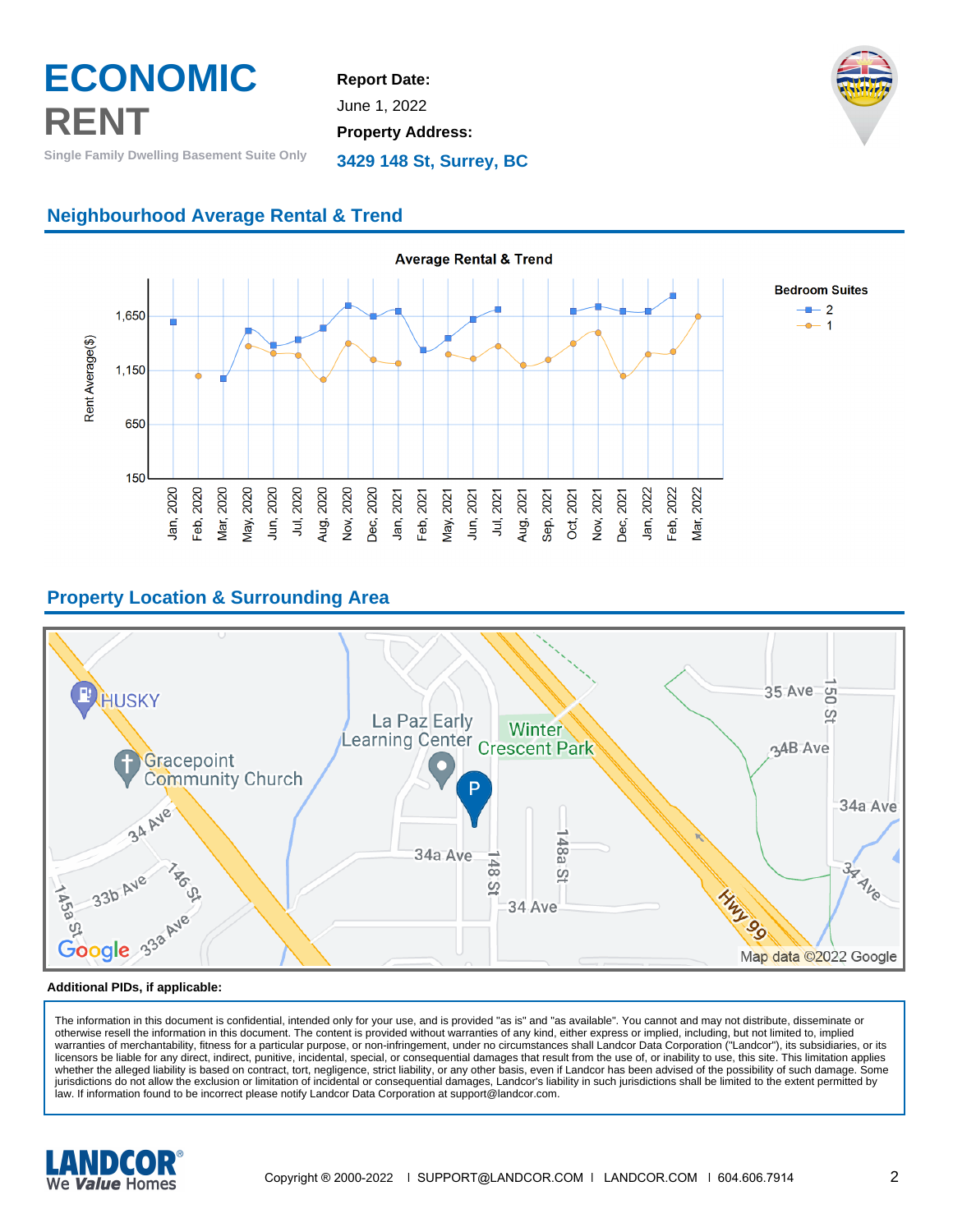# ECONOMIC RENT

Single Family Dwelling Basement Suite Only

**Report Date:**
June 1, 2022
**Property Address:**
**3429 148 St, Surrey, BC**

## Neighbourhood Average Rental & Trend

Average Rental & Trend

Rent Average($)

1,650
1,150
650
150

Jan, 2020
Feb, 2020
Mar, 2020
May, 2020
Jun, 2020
Jul, 2020
Aug, 2020
Nov, 2020
Dec, 2020
Jan, 2021
Feb, 2021
May, 2021
Jun, 2021
Jul, 2021
Aug, 2021
Sep, 2021
Oct, 2021
Nov, 2021
Dec, 2021
Jan, 2022
Feb, 2022
Mar, 2022

Bedroom Suites
2
1

## Property Location & Surrounding Area

HUSKY
Gracepoint Community Church
La Paz Early Learning Center
Winter Crescent Park
35 Ave
150 St
34B Ave
34a Ave
34 Ave
33b Ave
146 St
145a St
33a Ave
34a Ave
148 St
148a St
34 Ave
Hwy 99
34 Ave
Google
Map data ©2022 Google

**Additional PIDs, if applicable:**

The information in this document is confidential, intended only for your use, and is provided "as is" and "as available". You cannot and may not distribute, disseminate or otherwise resell the information in this document. The content is provided without warranties of any kind, either express or implied, including, but not limited to, implied warranties of merchantability, fitness for a particular purpose, or non-infringement, under no circumstances shall Landcor Data Corporation ("Landcor"), its subsidiaries, or its licensors be liable for any direct, indirect, punitive, incidental, special, or consequential damages that result from the use of, or inability to use, this site. This limitation applies whether the alleged liability is based on contract, tort, negligence, strict liability, or any other basis, even if Landcor has been advised of the possibility of such damage. Some jurisdictions do not allow the exclusion or limitation of incidental or consequential damages, Landcor's liability in such jurisdictions shall be limited to the extent permitted by law. If information found to be incorrect please notify Landcor Data Corporation at support@landcor.com.

LANDCOR® We *Value* Homes

Copyright ® 2000-2022 | SUPPORT@LANDCOR.COM | LANDCOR.COM | 604.606.7914